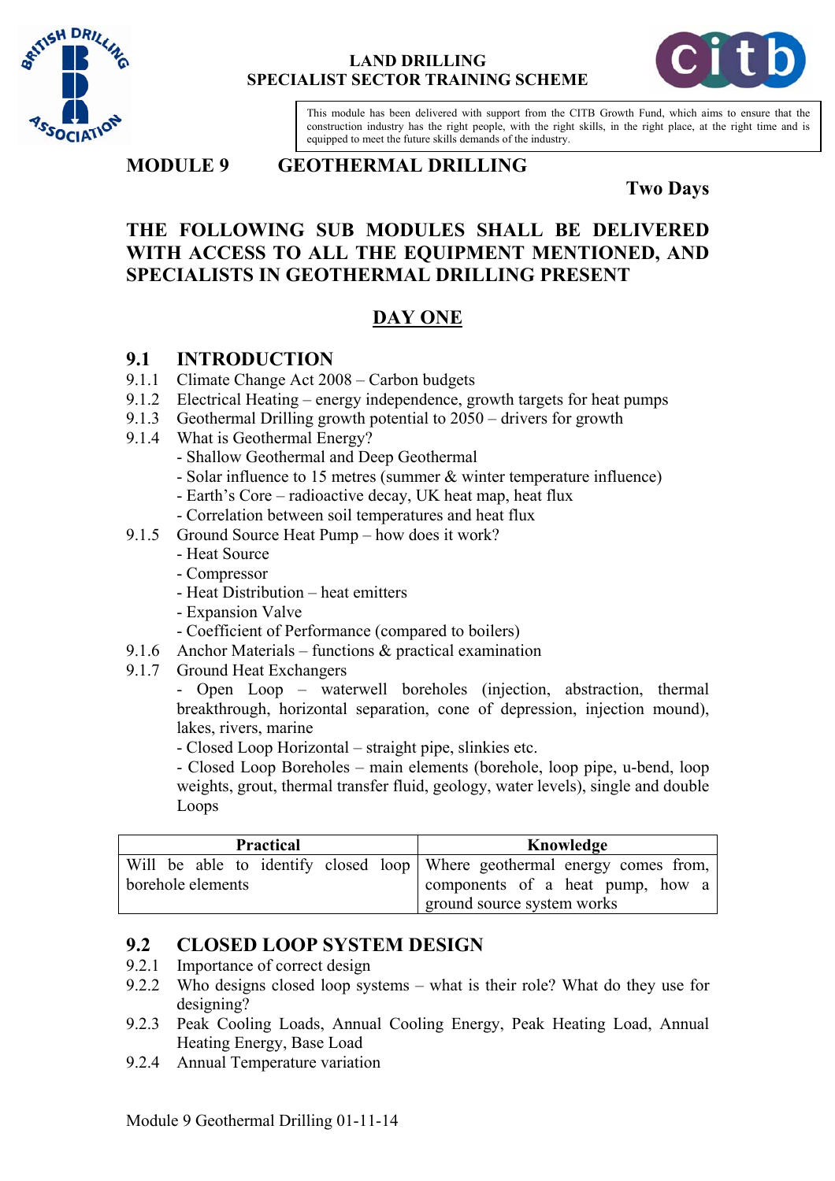**LAND DRILLING**
**SPECIALIST SECTOR TRAINING SCHEME**

This module has been delivered with support from the CITB Growth Fund, which aims to ensure that the construction industry has the right people, with the right skills, in the right place, at the right time and is equipped to meet the future skills demands of the industry.

# MODULE 9 GEOTHERMAL DRILLING

**Two Days**

## THE FOLLOWING SUB MODULES SHALL BE DELIVERED WITH ACCESS TO ALL THE EQUIPMENT MENTIONED, AND SPECIALISTS IN GEOTHERMAL DRILLING PRESENT

## DAY ONE

### 9.1 INTRODUCTION

9.1.1 Climate Change Act 2008 – Carbon budgets
9.1.2 Electrical Heating – energy independence, growth targets for heat pumps
9.1.3 Geothermal Drilling growth potential to 2050 – drivers for growth
9.1.4 What is Geothermal Energy?
- Shallow Geothermal and Deep Geothermal
- Solar influence to 15 metres (summer & winter temperature influence)
- Earth's Core – radioactive decay, UK heat map, heat flux
- Correlation between soil temperatures and heat flux

9.1.5 Ground Source Heat Pump – how does it work?
- Heat Source
- Compressor
- Heat Distribution – heat emitters
- Expansion Valve
- Coefficient of Performance (compared to boilers)

9.1.6 Anchor Materials – functions & practical examination
9.1.7 Ground Heat Exchangers
- Open Loop – waterwell boreholes (injection, abstraction, thermal breakthrough, horizontal separation, cone of depression, injection mound), lakes, rivers, marine
- Closed Loop Horizontal – straight pipe, slinkies etc.
- Closed Loop Boreholes – main elements (borehole, loop pipe, u-bend, loop weights, grout, thermal transfer fluid, geology, water levels), single and double Loops

| Practical | Knowledge |
| --- | --- |
| Will be able to identify closed loop borehole elements | Where geothermal energy comes from, components of a heat pump, how a ground source system works |

### 9.2 CLOSED LOOP SYSTEM DESIGN

9.2.1 Importance of correct design
9.2.2 Who designs closed loop systems – what is their role? What do they use for designing?
9.2.3 Peak Cooling Loads, Annual Cooling Energy, Peak Heating Load, Annual Heating Energy, Base Load
9.2.4 Annual Temperature variation

Module 9 Geothermal Drilling 01-11-14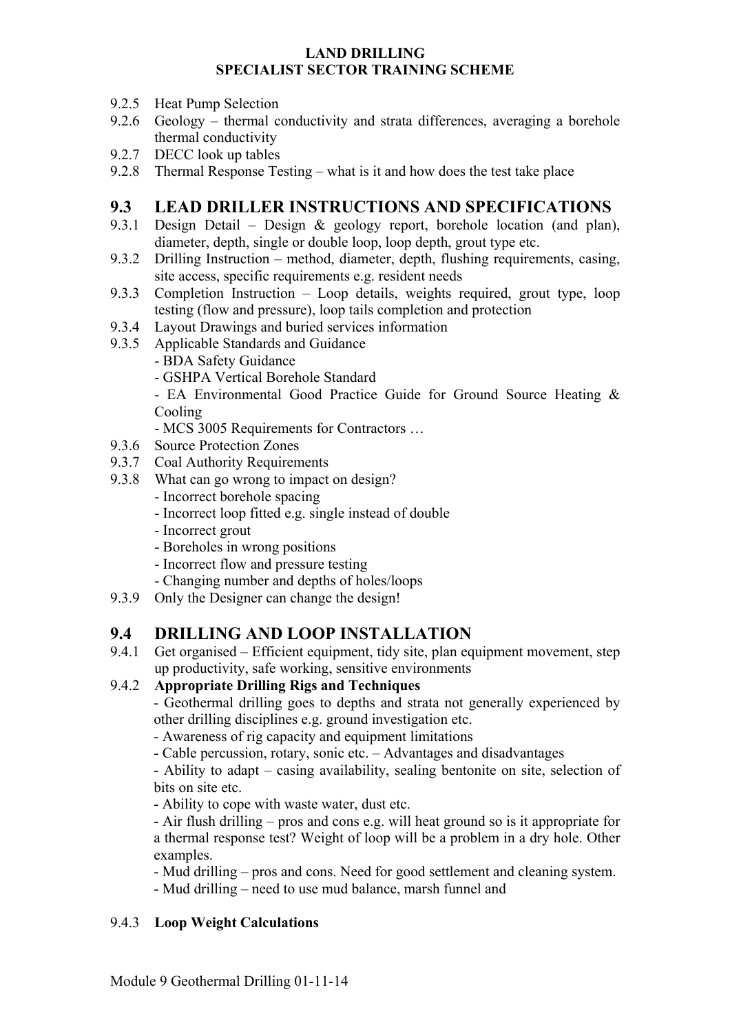9.2.5 Heat Pump Selection

9.2.6 Geology – thermal conductivity and strata differences, averaging a borehole thermal conductivity

9.2.7 DECC look up tables

9.2.8 Thermal Response Testing – what is it and how does the test take place

## 9.3 LEAD DRILLER INSTRUCTIONS AND SPECIFICATIONS

9.3.1 Design Detail – Design & geology report, borehole location (and plan), diameter, depth, single or double loop, loop depth, grout type etc.

9.3.2 Drilling Instruction – method, diameter, depth, flushing requirements, casing, site access, specific requirements e.g. resident needs

9.3.3 Completion Instruction – Loop details, weights required, grout type, loop testing (flow and pressure), loop tails completion and protection

9.3.4 Layout Drawings and buried services information

9.3.5 Applicable Standards and Guidance
- BDA Safety Guidance
- GSHPA Vertical Borehole Standard
- EA Environmental Good Practice Guide for Ground Source Heating & Cooling
- MCS 3005 Requirements for Contractors …

9.3.6 Source Protection Zones

9.3.7 Coal Authority Requirements

9.3.8 What can go wrong to impact on design?
- Incorrect borehole spacing
- Incorrect loop fitted e.g. single instead of double
- Incorrect grout
- Boreholes in wrong positions
- Incorrect flow and pressure testing
- Changing number and depths of holes/loops

9.3.9 Only the Designer can change the design!

## 9.4 DRILLING AND LOOP INSTALLATION

9.4.1 Get organised – Efficient equipment, tidy site, plan equipment movement, step up productivity, safe working, sensitive environments

9.4.2 **Appropriate Drilling Rigs and Techniques**
- Geothermal drilling goes to depths and strata not generally experienced by other drilling disciplines e.g. ground investigation etc.
- Awareness of rig capacity and equipment limitations
- Cable percussion, rotary, sonic etc. – Advantages and disadvantages
- Ability to adapt – casing availability, sealing bentonite on site, selection of bits on site etc.
- Ability to cope with waste water, dust etc.
- Air flush drilling – pros and cons e.g. will heat ground so is it appropriate for a thermal response test? Weight of loop will be a problem in a dry hole. Other examples.
- Mud drilling – pros and cons. Need for good settlement and cleaning system.
- Mud drilling – need to use mud balance, marsh funnel and

9.4.3 **Loop Weight Calculations**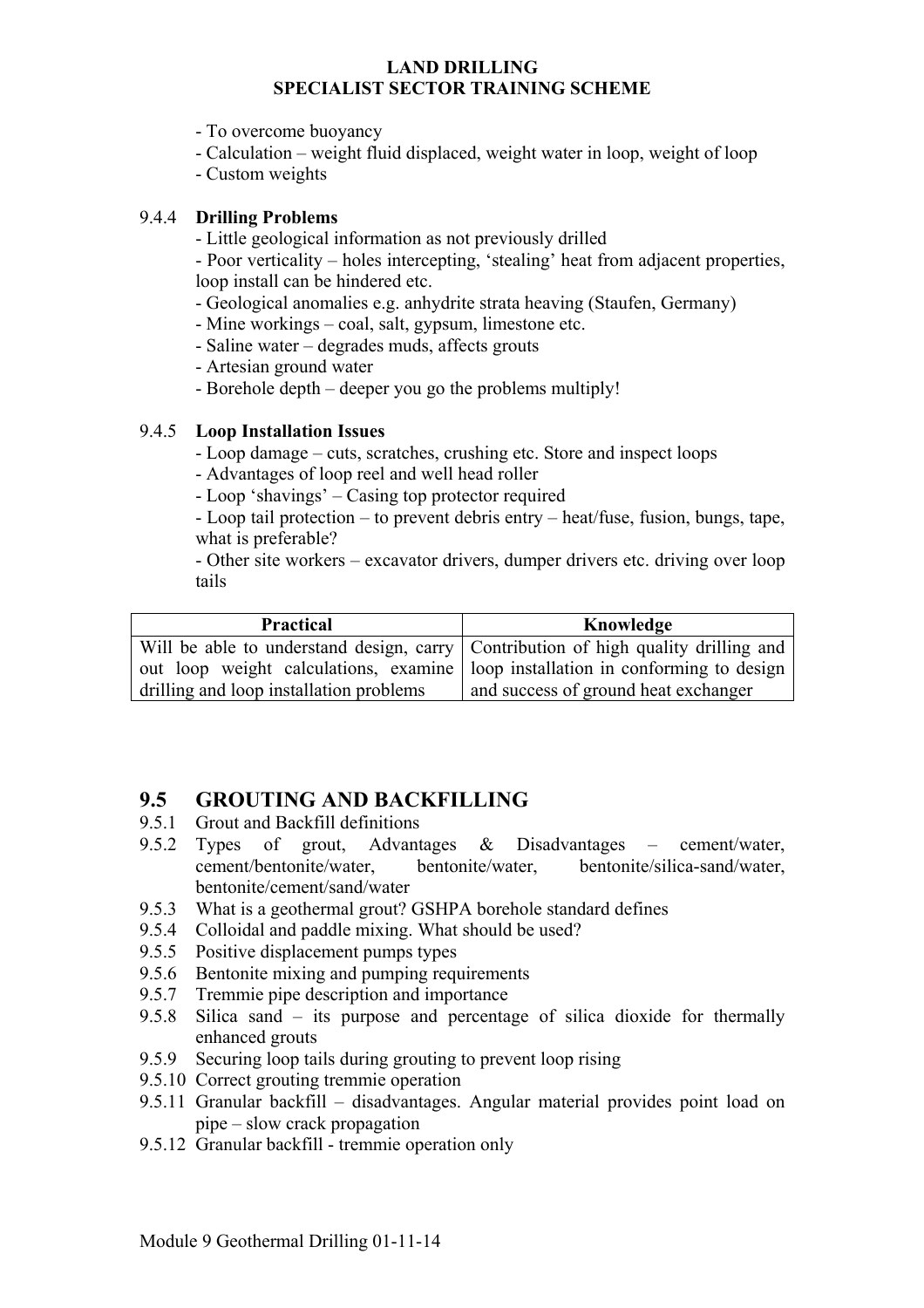- To overcome buoyancy
- Calculation – weight fluid displaced, weight water in loop, weight of loop
- Custom weights

9.4.4 **Drilling Problems**

- Little geological information as not previously drilled
- Poor verticality – holes intercepting, 'stealing' heat from adjacent properties, loop install can be hindered etc.
- Geological anomalies e.g. anhydrite strata heaving (Staufen, Germany)
- Mine workings – coal, salt, gypsum, limestone etc.
- Saline water – degrades muds, affects grouts
- Artesian ground water
- Borehole depth – deeper you go the problems multiply!

9.4.5 **Loop Installation Issues**

- Loop damage – cuts, scratches, crushing etc. Store and inspect loops
- Advantages of loop reel and well head roller
- Loop 'shavings' – Casing top protector required
- Loop tail protection – to prevent debris entry – heat/fuse, fusion, bungs, tape, what is preferable?
- Other site workers – excavator drivers, dumper drivers etc. driving over loop tails

| Practical | Knowledge |
|---|---|
| Will be able to understand design, carry out loop weight calculations, examine drilling and loop installation problems | Contribution of high quality drilling and loop installation in conforming to design and success of ground heat exchanger |

## 9.5 GROUTING AND BACKFILLING

9.5.1 Grout and Backfill definitions
9.5.2 Types of grout, Advantages & Disadvantages – cement/water, cement/bentonite/water, bentonite/water, bentonite/silica-sand/water, bentonite/cement/sand/water
9.5.3 What is a geothermal grout? GSHPA borehole standard defines
9.5.4 Colloidal and paddle mixing. What should be used?
9.5.5 Positive displacement pumps types
9.5.6 Bentonite mixing and pumping requirements
9.5.7 Tremmie pipe description and importance
9.5.8 Silica sand – its purpose and percentage of silica dioxide for thermally enhanced grouts
9.5.9 Securing loop tails during grouting to prevent loop rising
9.5.10 Correct grouting tremmie operation
9.5.11 Granular backfill – disadvantages. Angular material provides point load on pipe – slow crack propagation
9.5.12 Granular backfill - tremmie operation only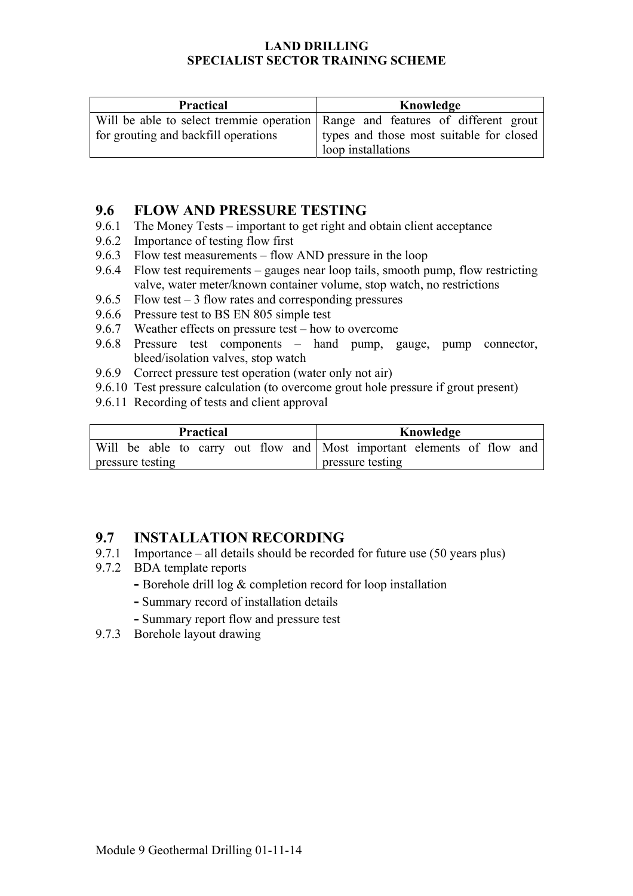| Practical | Knowledge |
| --- | --- |
| Will be able to select tremmie operation for grouting and backfill operations | Range and features of different grout types and those most suitable for closed loop installations |

## 9.6 FLOW AND PRESSURE TESTING

9.6.1 The Money Tests – important to get right and obtain client acceptance
9.6.2 Importance of testing flow first
9.6.3 Flow test measurements – flow AND pressure in the loop
9.6.4 Flow test requirements – gauges near loop tails, smooth pump, flow restricting valve, water meter/known container volume, stop watch, no restrictions
9.6.5 Flow test – 3 flow rates and corresponding pressures
9.6.6 Pressure test to BS EN 805 simple test
9.6.7 Weather effects on pressure test – how to overcome
9.6.8 Pressure test components – hand pump, gauge, pump connector, bleed/isolation valves, stop watch
9.6.9 Correct pressure test operation (water only not air)
9.6.10 Test pressure calculation (to overcome grout hole pressure if grout present)
9.6.11 Recording of tests and client approval

| Practical | Knowledge |
| --- | --- |
| Will be able to carry out flow and pressure testing | Most important elements of flow and pressure testing |

## 9.7 INSTALLATION RECORDING

9.7.1 Importance – all details should be recorded for future use (50 years plus)
9.7.2 BDA template reports
- Borehole drill log & completion record for loop installation
- Summary record of installation details
- Summary report flow and pressure test

9.7.3 Borehole layout drawing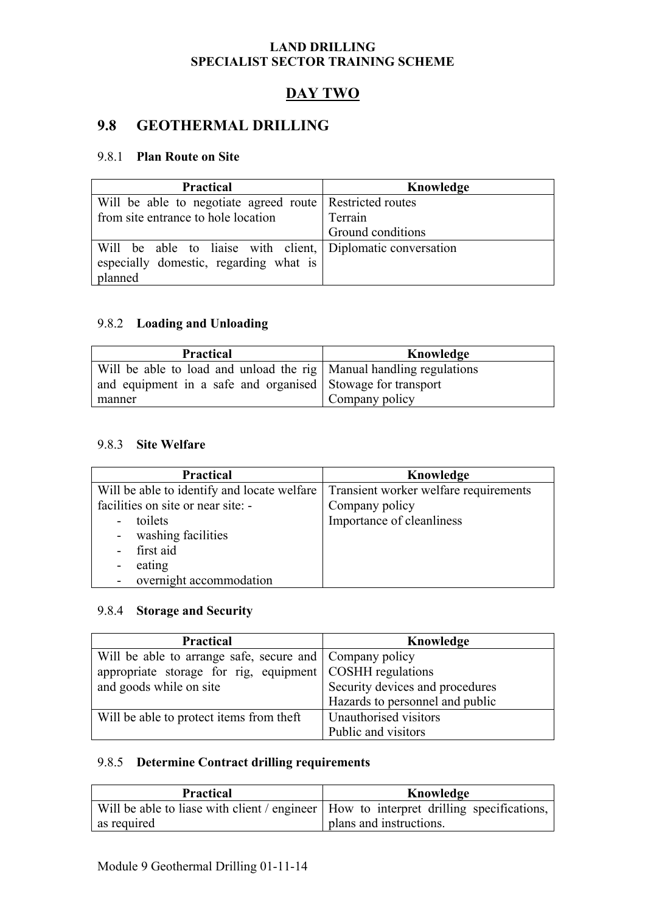**LAND DRILLING**
**SPECIALIST SECTOR TRAINING SCHEME**

## DAY TWO

## 9.8 GEOTHERMAL DRILLING

### 9.8.1 Plan Route on Site

| Practical | Knowledge |
|---|---|
| Will be able to negotiate agreed route from site entrance to hole location | Restricted routes<br>Terrain<br>Ground conditions |
| Will be able to liaise with client, especially domestic, regarding what is planned | Diplomatic conversation |

### 9.8.2 Loading and Unloading

| Practical | Knowledge |
|---|---|
| Will be able to load and unload the rig and equipment in a safe and organised manner | Manual handling regulations<br>Stowage for transport<br>Company policy |

### 9.8.3 Site Welfare

| Practical | Knowledge |
|---|---|
| Will be able to identify and locate welfare facilities on site or near site: -<br>- toilets<br>- washing facilities<br>- first aid<br>- eating<br>- overnight accommodation | Transient worker welfare requirements<br>Company policy<br>Importance of cleanliness |

### 9.8.4 Storage and Security

| Practical | Knowledge |
|---|---|
| Will be able to arrange safe, secure and appropriate storage for rig, equipment and goods while on site | Company policy<br>COSHH regulations<br>Security devices and procedures<br>Hazards to personnel and public |
| Will be able to protect items from theft | Unauthorised visitors<br>Public and visitors |

### 9.8.5 Determine Contract drilling requirements

| Practical | Knowledge |
|---|---|
| Will be able to liase with client / engineer as required | How to interpret drilling specifications, plans and instructions. |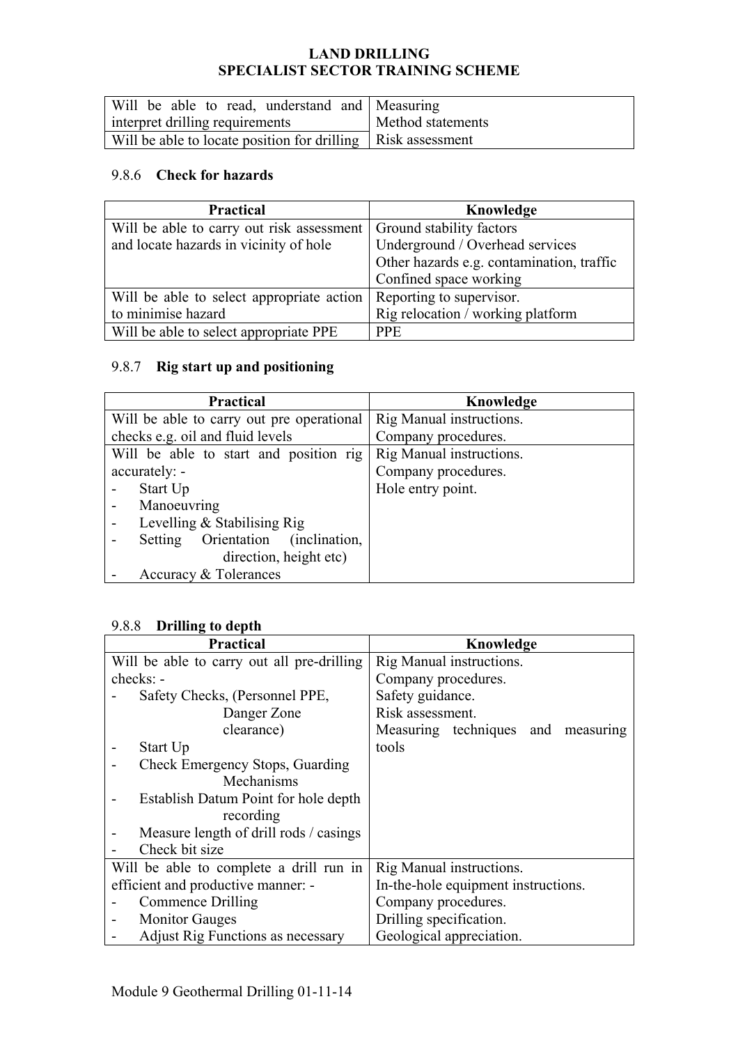| | |
|---|---|
| Will be able to read, understand and interpret drilling requirements | Measuring<br>Method statements |
| Will be able to locate position for drilling | Risk assessment |

### 9.8.6 **Check for hazards**

| Practical | Knowledge |
|---|---|
| Will be able to carry out risk assessment and locate hazards in vicinity of hole | Ground stability factors<br>Underground / Overhead services<br>Other hazards e.g. contamination, traffic<br>Confined space working |
| Will be able to select appropriate action to minimise hazard | Reporting to supervisor.<br>Rig relocation / working platform |
| Will be able to select appropriate PPE | PPE |

### 9.8.7 **Rig start up and positioning**

| Practical | Knowledge |
|---|---|
| Will be able to carry out pre operational checks e.g. oil and fluid levels | Rig Manual instructions.<br>Company procedures. |
| Will be able to start and position rig accurately: -<br>- Start Up<br>- Manoeuvring<br>- Levelling & Stabilising Rig<br>- Setting Orientation (inclination, direction, height etc)<br>- Accuracy & Tolerances | Rig Manual instructions.<br>Company procedures.<br>Hole entry point. |

### 9.8.8 **Drilling to depth**

| Practical | Knowledge |
|---|---|
| Will be able to carry out all pre-drilling checks: -<br>- Safety Checks, (Personnel PPE, Danger Zone clearance)<br>- Start Up<br>- Check Emergency Stops, Guarding Mechanisms<br>- Establish Datum Point for hole depth recording<br>- Measure length of drill rods / casings<br>- Check bit size | Rig Manual instructions.<br>Company procedures.<br>Safety guidance.<br>Risk assessment.<br>Measuring techniques and measuring tools |
| Will be able to complete a drill run in efficient and productive manner: -<br>- Commence Drilling<br>- Monitor Gauges<br>- Adjust Rig Functions as necessary | Rig Manual instructions.<br>In-the-hole equipment instructions.<br>Company procedures.<br>Drilling specification.<br>Geological appreciation. |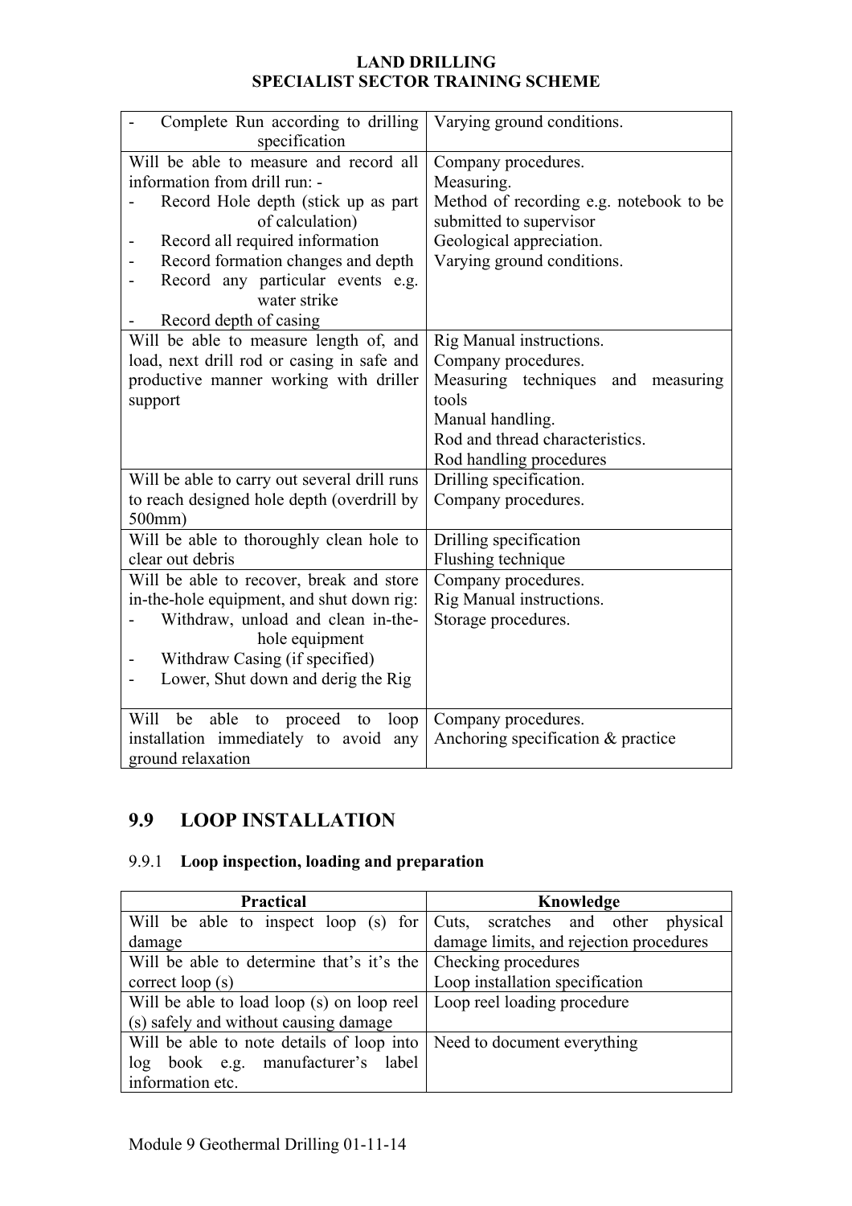| | |
|---|---|
| - Complete Run according to drilling specification | Varying ground conditions. |
| Will be able to measure and record all information from drill run: -<br>- Record Hole depth (stick up as part of calculation)<br>- Record all required information<br>- Record formation changes and depth<br>- Record any particular events e.g. water strike<br>- Record depth of casing | Company procedures.<br>Measuring.<br>Method of recording e.g. notebook to be submitted to supervisor<br>Geological appreciation.<br>Varying ground conditions. |
| Will be able to measure length of, and load, next drill rod or casing in safe and productive manner working with driller support | Rig Manual instructions.<br>Company procedures.<br>Measuring techniques and measuring tools<br>Manual handling.<br>Rod and thread characteristics.<br>Rod handling procedures |
| Will be able to carry out several drill runs to reach designed hole depth (overdrill by 500mm) | Drilling specification.<br>Company procedures. |
| Will be able to thoroughly clean hole to clear out debris | Drilling specification<br>Flushing technique |
| Will be able to recover, break and store in-the-hole equipment, and shut down rig:<br>- Withdraw, unload and clean in-the-hole equipment<br>- Withdraw Casing (if specified)<br>- Lower, Shut down and derig the Rig | Company procedures.<br>Rig Manual instructions.<br>Storage procedures. |
| Will be able to proceed to loop installation immediately to avoid any ground relaxation | Company procedures.<br>Anchoring specification & practice |

## 9.9 LOOP INSTALLATION

### 9.9.1 Loop inspection, loading and preparation

| Practical | Knowledge |
|---|---|
| Will be able to inspect loop (s) for damage | Cuts, scratches and other physical damage limits, and rejection procedures |
| Will be able to determine that's it's the correct loop (s) | Checking procedures<br>Loop installation specification |
| Will be able to load loop (s) on loop reel (s) safely and without causing damage | Loop reel loading procedure |
| Will be able to note details of loop into log book e.g. manufacturer's label information etc. | Need to document everything |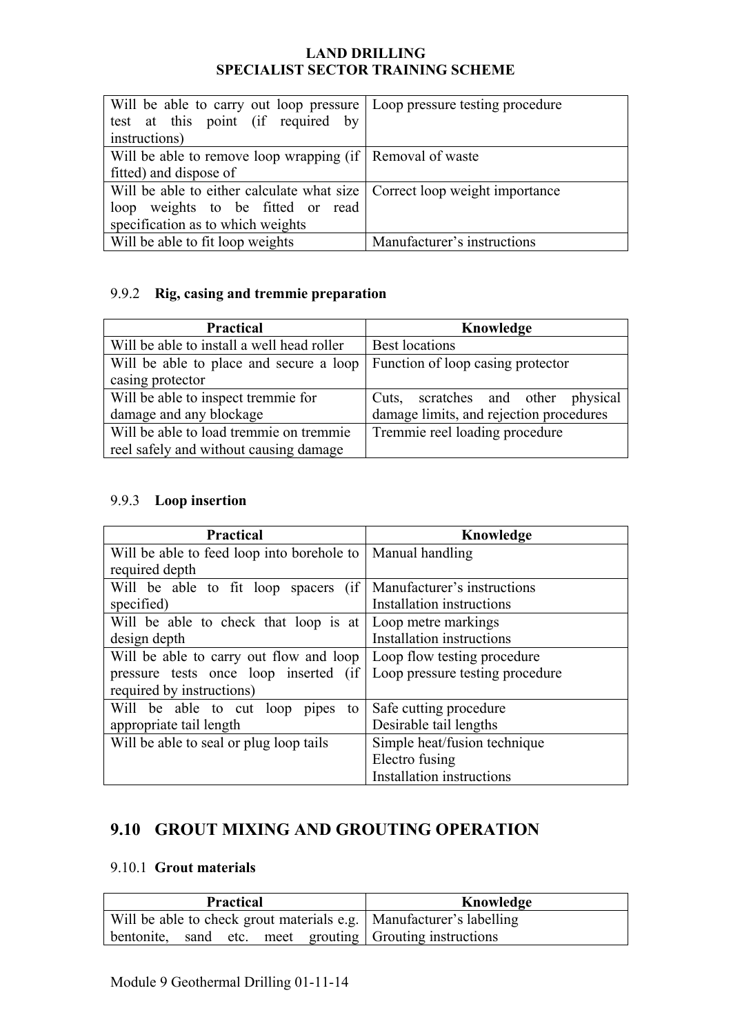| | |
|---|---|
| Will be able to carry out loop pressure test at this point (if required by instructions) | Loop pressure testing procedure |
| Will be able to remove loop wrapping (if fitted) and dispose of | Removal of waste |
| Will be able to either calculate what size loop weights to be fitted or read specification as to which weights | Correct loop weight importance |
| Will be able to fit loop weights | Manufacturer's instructions |

### 9.9.2 **Rig, casing and tremmie preparation**

| Practical | Knowledge |
|---|---|
| Will be able to install a well head roller | Best locations |
| Will be able to place and secure a loop casing protector | Function of loop casing protector |
| Will be able to inspect tremmie for damage and any blockage | Cuts, scratches and other physical damage limits, and rejection procedures |
| Will be able to load tremmie on tremmie reel safely and without causing damage | Tremmie reel loading procedure |

### 9.9.3 **Loop insertion**

| Practical | Knowledge |
|---|---|
| Will be able to feed loop into borehole to required depth | Manual handling |
| Will be able to fit loop spacers (if specified) | Manufacturer's instructions<br>Installation instructions |
| Will be able to check that loop is at design depth | Loop metre markings<br>Installation instructions |
| Will be able to carry out flow and loop pressure tests once loop inserted (if required by instructions) | Loop flow testing procedure<br>Loop pressure testing procedure |
| Will be able to cut loop pipes to appropriate tail length | Safe cutting procedure<br>Desirable tail lengths |
| Will be able to seal or plug loop tails | Simple heat/fusion technique<br>Electro fusing<br>Installation instructions |

## 9.10 GROUT MIXING AND GROUTING OPERATION

### 9.10.1 **Grout materials**

| Practical | Knowledge |
|---|---|
| Will be able to check grout materials e.g. bentonite, sand etc. meet grouting | Manufacturer's labelling<br>Grouting instructions |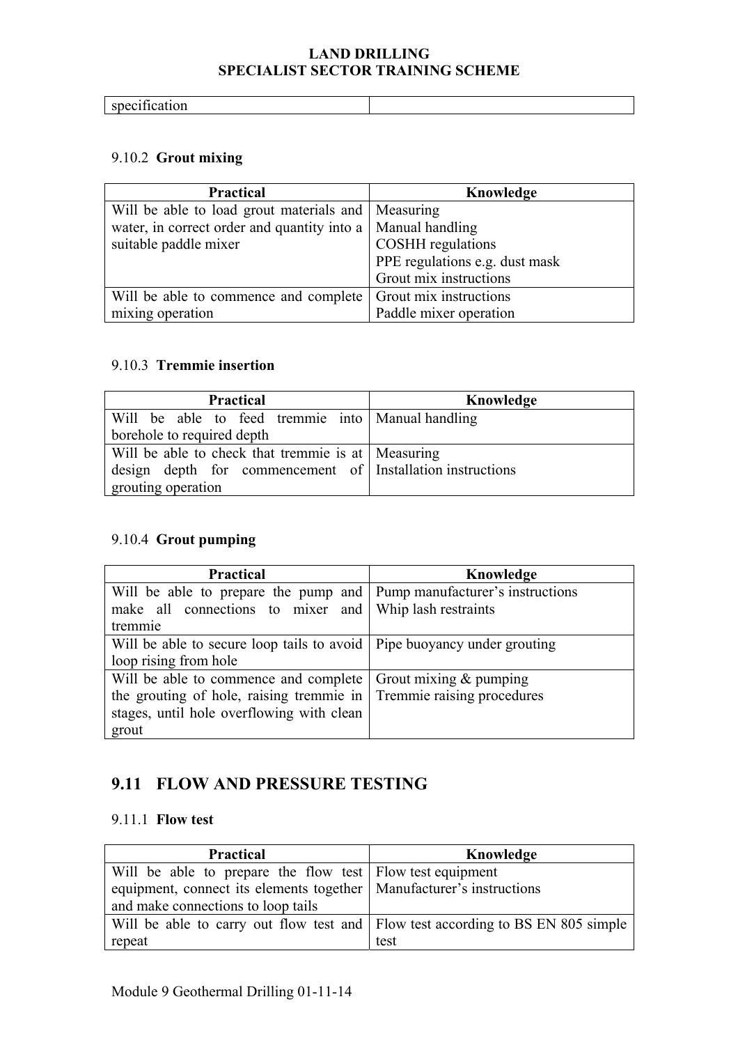| specification | |
|---|---|

9.10.2 **Grout mixing**

| Practical | Knowledge |
|---|---|
| Will be able to load grout materials and water, in correct order and quantity into a suitable paddle mixer | Measuring<br>Manual handling<br>COSHH regulations<br>PPE regulations e.g. dust mask<br>Grout mix instructions |
| Will be able to commence and complete mixing operation | Grout mix instructions<br>Paddle mixer operation |

9.10.3 **Tremmie insertion**

| Practical | Knowledge |
|---|---|
| Will be able to feed tremmie into borehole to required depth | Manual handling |
| Will be able to check that tremmie is at design depth for commencement of grouting operation | Measuring<br>Installation instructions |

9.10.4 **Grout pumping**

| Practical | Knowledge |
|---|---|
| Will be able to prepare the pump and make all connections to mixer and tremmie | Pump manufacturer's instructions<br>Whip lash restraints |
| Will be able to secure loop tails to avoid loop rising from hole | Pipe buoyancy under grouting |
| Will be able to commence and complete the grouting of hole, raising tremmie in stages, until hole overflowing with clean grout | Grout mixing & pumping<br>Tremmie raising procedures |

## 9.11 FLOW AND PRESSURE TESTING

9.11.1 **Flow test**

| Practical | Knowledge |
|---|---|
| Will be able to prepare the flow test equipment, connect its elements together and make connections to loop tails | Flow test equipment<br>Manufacturer's instructions |
| Will be able to carry out flow test and repeat | Flow test according to BS EN 805 simple test |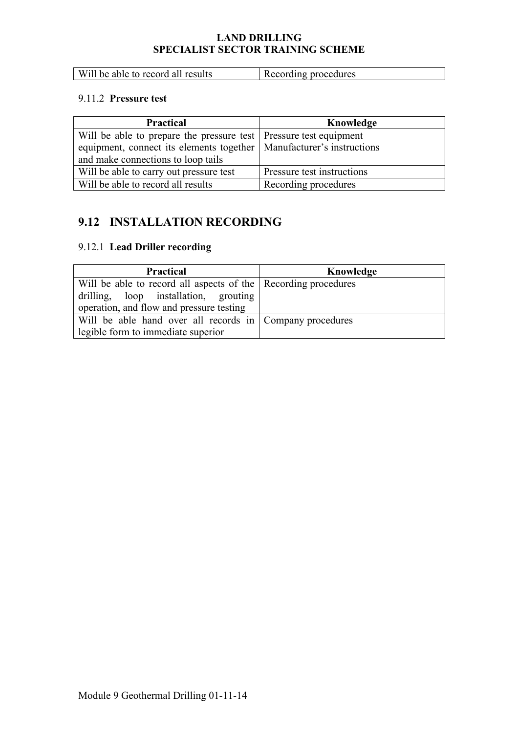| | |
|---|---|
| Will be able to record all results | Recording procedures |

9.11.2 **Pressure test**

| Practical | Knowledge |
|---|---|
| Will be able to prepare the pressure test equipment, connect its elements together and make connections to loop tails | Pressure test equipment<br>Manufacturer's instructions |
| Will be able to carry out pressure test | Pressure test instructions |
| Will be able to record all results | Recording procedures |

## 9.12 INSTALLATION RECORDING

9.12.1 **Lead Driller recording**

| Practical | Knowledge |
|---|---|
| Will be able to record all aspects of the drilling, loop installation, grouting operation, and flow and pressure testing | Recording procedures |
| Will be able hand over all records in legible form to immediate superior | Company procedures |